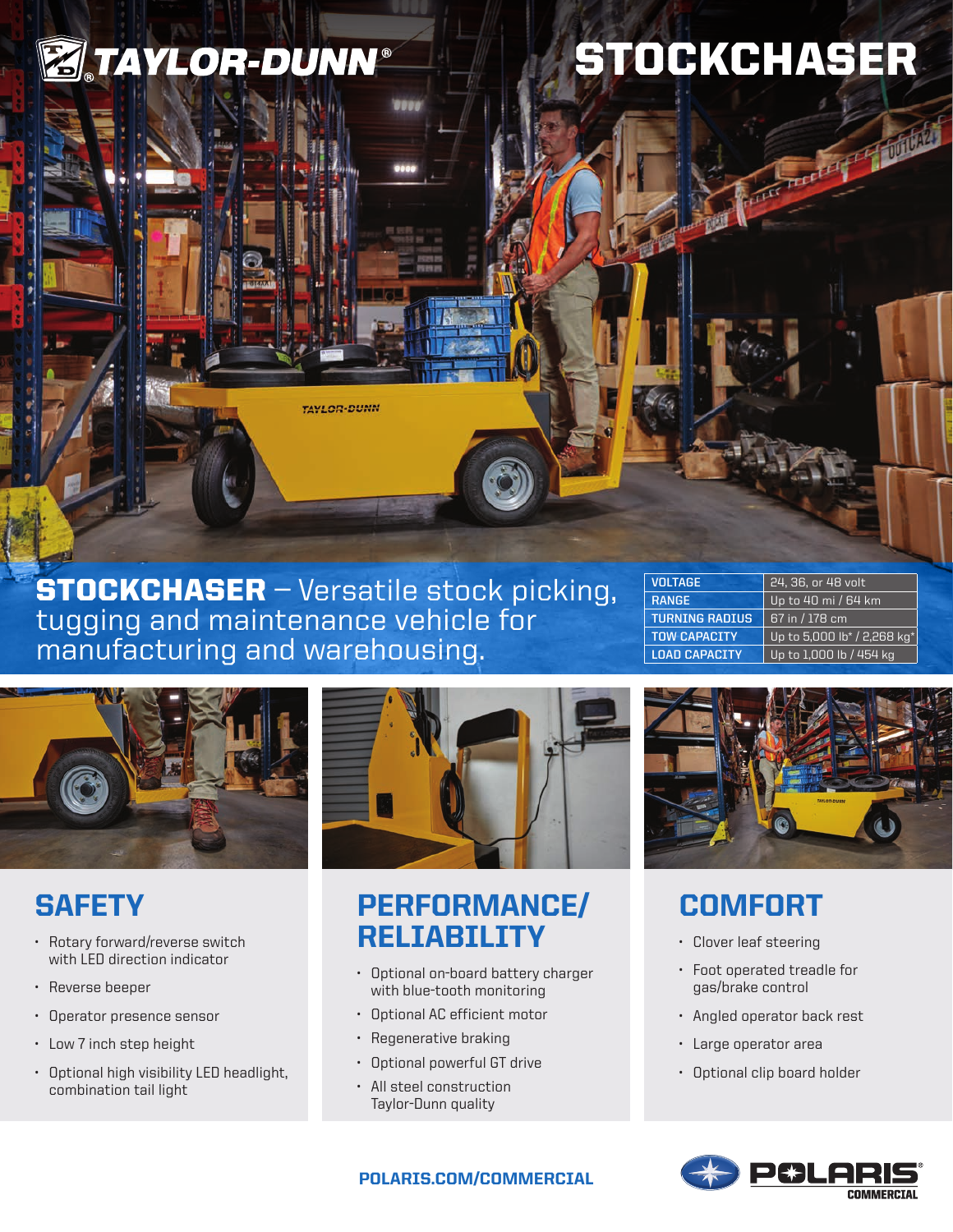# TAYLOR-DUNN®

# STOCKCHASER

**STOCKCHASER** – Versatile stock picking, tugging and maintenance vehicle for manufacturing and warehousing.

| | |
|---|---|
| VOLTAGE | 24, 36, or 48 volt |
| RANGE | Up to 40 mi / 64 km |
| TURNING RADIUS | 67 in / 178 cm |
| TOW CAPACITY | Up to 5,000 lb* / 2,268 kg* |
| LOAD CAPACITY | Up to 1,000 lb / 454 kg |

## SAFETY

- Rotary forward/reverse switch with LED direction indicator
- Reverse beeper
- Operator presence sensor
- Low 7 inch step height
- Optional high visibility LED headlight, combination tail light

## PERFORMANCE/ RELIABILITY

- Optional on-board battery charger with blue-tooth monitoring
- Optional AC efficient motor
- Regenerative braking
- Optional powerful GT drive
- All steel construction Taylor-Dunn quality

## COMFORT

- Clover leaf steering
- Foot operated treadle for gas/brake control
- Angled operator back rest
- Large operator area
- Optional clip board holder

**POLARIS.COM/COMMERCIAL**

POLARIS® COMMERCIAL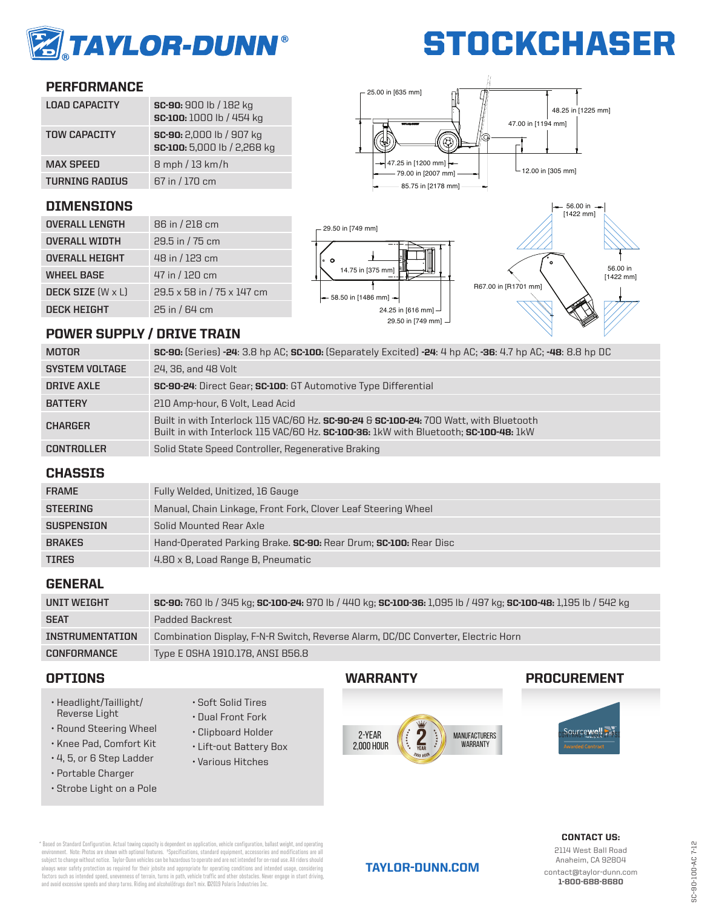# TAYLOR-DUNN®

# STOCKCHASER

## PERFORMANCE

| | |
|---|---|
| LOAD CAPACITY | **SC-90:** 900 lb / 182 kg<br>**SC-100:** 1000 lb / 454 kg |
| TOW CAPACITY | **SC-90:** 2,000 lb / 907 kg<br>**SC-100:** 5,000 lb / 2,268 kg |
| MAX SPEED | 8 mph / 13 km/h |
| TURNING RADIUS | 67 in / 170 cm |

## DIMENSIONS

| | |
|---|---|
| OVERALL LENGTH | 86 in / 218 cm |
| OVERALL WIDTH | 29.5 in / 75 cm |
| OVERALL HEIGHT | 48 in / 123 cm |
| WHEEL BASE | 47 in / 120 cm |
| DECK SIZE (W x L) | 29.5 x 58 in / 75 x 147 cm |
| DECK HEIGHT | 25 in / 64 cm |

25.00 in [635 mm]
48.25 in [1225 mm]
47.00 in [1194 mm]
47.25 in [1200 mm]
79.00 in [2007 mm]
85.75 in [2178 mm]
12.00 in [305 mm]
29.50 in [749 mm]
14.75 in [375 mm]
58.50 in [1486 mm]
24.25 in [616 mm]
29.50 in [749 mm]
56.00 in [1422 mm]
56.00 in [1422 mm]
R67.00 in [R1701 mm]

## POWER SUPPLY / DRIVE TRAIN

| | |
|---|---|
| MOTOR | **SC-90:** (Series) **-24**: 3.8 hp AC; **SC-100:** (Separately Excited) **-24**: 4 hp AC; **-36**: 4.7 hp AC; **-48**: 8.8 hp DC |
| SYSTEM VOLTAGE | 24, 36, and 48 Volt |
| DRIVE AXLE | **SC-90-24**: Direct Gear; **SC-100**: GT Automotive Type Differential |
| BATTERY | 210 Amp-hour, 6 Volt, Lead Acid |
| CHARGER | Built in with Interlock 115 VAC/60 Hz. **SC-90-24** & **SC-100-24:** 700 Watt, with Bluetooth<br>Built in with Interlock 115 VAC/60 Hz. **SC-100-36:** 1kW with Bluetooth; **SC-100-48:** 1kW |
| CONTROLLER | Solid State Speed Controller, Regenerative Braking |

## CHASSIS

| | |
|---|---|
| FRAME | Fully Welded, Unitized, 16 Gauge |
| STEERING | Manual, Chain Linkage, Front Fork, Clover Leaf Steering Wheel |
| SUSPENSION | Solid Mounted Rear Axle |
| BRAKES | Hand-Operated Parking Brake. **SC-90:** Rear Drum; **SC-100:** Rear Disc |
| TIRES | 4.80 x 8, Load Range B, Pneumatic |

## GENERAL

| | |
|---|---|
| UNIT WEIGHT | **SC-90:** 760 lb / 345 kg; **SC-100-24:** 970 lb / 440 kg; **SC-100-36:** 1,095 lb / 497 kg; **SC-100-48:** 1,195 lb / 542 kg |
| SEAT | Padded Backrest |
| INSTRUMENTATION | Combination Display, F-N-R Switch, Reverse Alarm, DC/DC Converter, Electric Horn |
| CONFORMANCE | Type E OSHA 1910.178, ANSI B56.8 |

## OPTIONS

- Headlight/Taillight/ Reverse Light
- Round Steering Wheel
- Knee Pad, Comfort Kit
- 4, 5, or 6 Step Ladder
- Portable Charger
- Strobe Light on a Pole
- Soft Solid Tires
- Dual Front Fork
- Clipboard Holder
- Lift-out Battery Box
- Various Hitches

## WARRANTY

2-YEAR 2,000 HOUR — 2 YEAR — MANUFACTURERS WARRANTY

## PROCUREMENT

Sourcewell — Awarded Contract

* Based on Standard Configuration. Actual towing capacity is dependent on application, vehicle configuration, ballast weight, and operating environment. Note: Photos are shown with optional features. †Specifications, standard equipment, accessories and modifications are all subject to change without notice. Taylor-Dunn vehicles can be hazardous to operate and are not intended for on-road use. All riders should always wear safety protection as required for their jobsite and appropriate for operating conditions and intended usage, considering factors such as intended speed, unevenness of terrain, turns in path, vehicle traffic and other obstacles. Never engage in stunt driving, and avoid excessive speeds and sharp turns. Riding and alcohol/drugs don't mix. ©2019 Polaris Industries Inc.

**TAYLOR-DUNN.COM**

**CONTACT US:**
2114 West Ball Road
Anaheim, CA 92804
contact@taylor-dunn.com
**1-800-688-8680**

SC-90-100-AC 7-12